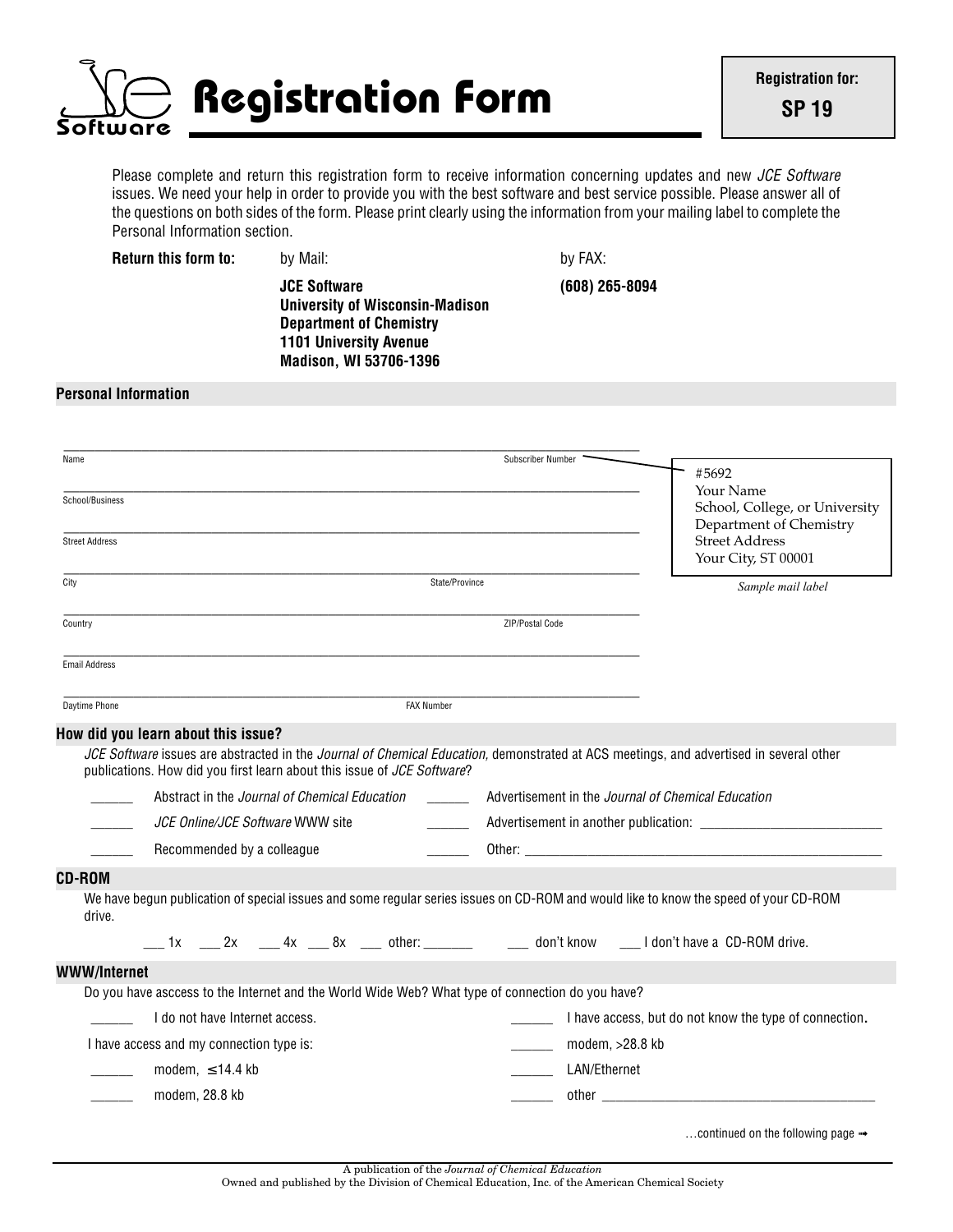# JCE Software Registration Form

**Registration for:**
**SP 19**

Please complete and return this registration form to receive information concerning updates and new *JCE Software* issues. We need your help in order to provide you with the best software and best service possible. Please answer all of the questions on both sides of the form. Please print clearly using the information from your mailing label to complete the Personal Information section.

**Return this form to:**

by Mail:

**JCE Software**
**University of Wisconsin-Madison**
**Department of Chemistry**
**1101 University Avenue**
**Madison, WI 53706-1396**

by FAX:

**(608) 265-8094**

## Personal Information

Name ______________________ Subscriber Number ______________________

School/Business ______________________

Street Address ______________________

City ______________________ State/Province ______________________

Country ______________________ ZIP/Postal Code ______________________

Email Address ______________________

Daytime Phone ______________________ FAX Number ______________________

> #5692
> Your Name
> School, College, or University
> Department of Chemistry
> Street Address
> Your City, ST 00001

*Sample mail label*

## How did you learn about this issue?

*JCE Software* issues are abstracted in the *Journal of Chemical Education*, demonstrated at ACS meetings, and advertised in several other publications. How did you first learn about this issue of *JCE Software*?

- ______ Abstract in the *Journal of Chemical Education*
- ______ *JCE Online/JCE Software* WWW site
- ______ Recommended by a colleague
- ______ Advertisement in the *Journal of Chemical Education*
- ______ Advertisement in another publication: ______________________
- ______ Other: ______________________

## CD-ROM

We have begun publication of special issues and some regular series issues on CD-ROM and would like to know the speed of your CD-ROM drive.

___ 1x ___ 2x ___ 4x ___ 8x ___ other: _______ ___ don't know ___ I don't have a CD-ROM drive.

## WWW/Internet

Do you have asccess to the Internet and the World Wide Web? What type of connection do you have?

- ______ I do not have Internet access.
- ______ I have access, but do not know the type of connection.

I have access and my connection type is:

- ______ modem, ≤14.4 kb
- ______ modem, 28.8 kb
- ______ modem, >28.8 kb
- ______ LAN/Ethernet
- ______ other ______________________

…continued on the following page ➟

A publication of the *Journal of Chemical Education*
Owned and published by the Division of Chemical Education, Inc. of the American Chemical Society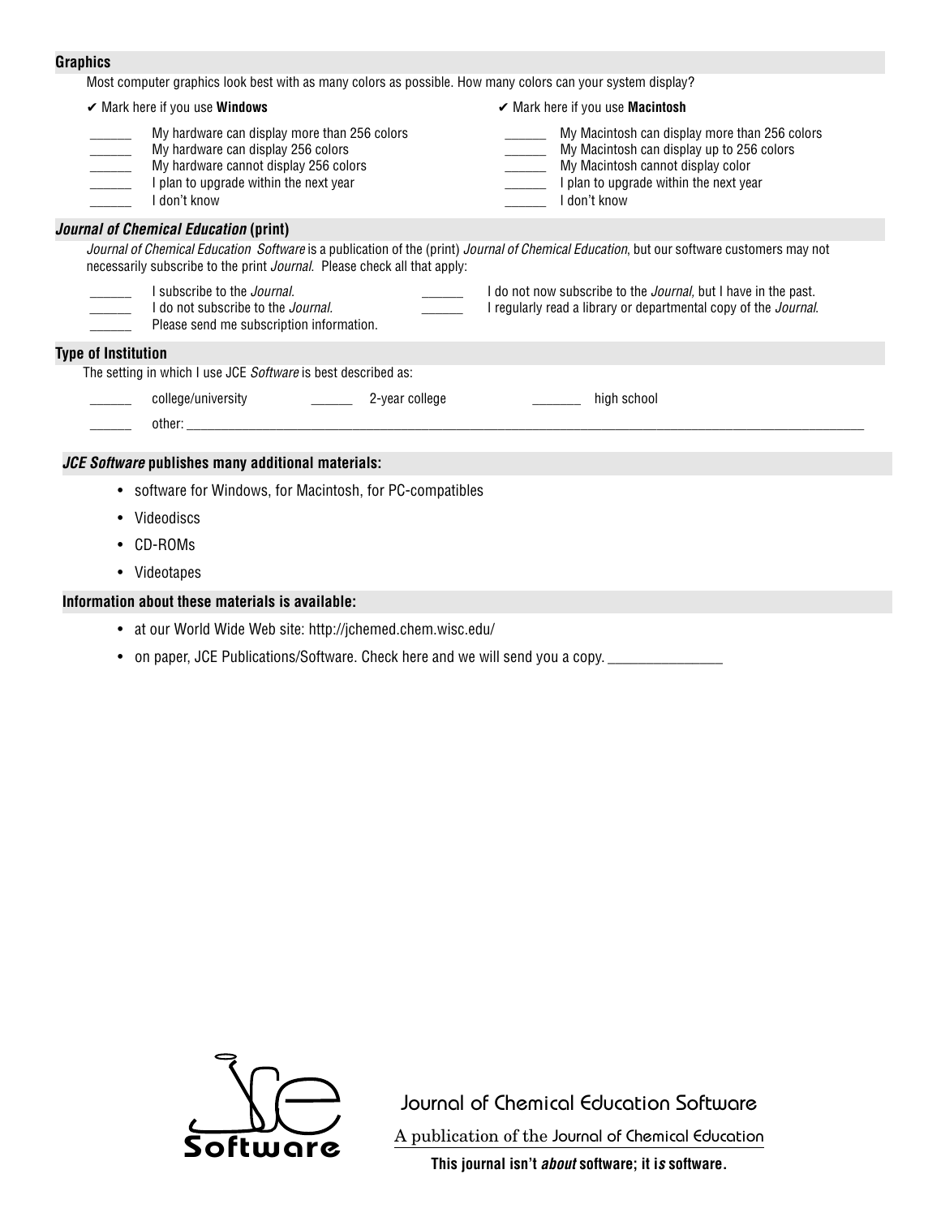## Graphics

Most computer graphics look best with as many colors as possible. How many colors can your system display?

✔ Mark here if you use **Windows**

______ My hardware can display more than 256 colors
______ My hardware can display 256 colors
______ My hardware cannot display 256 colors
______ I plan to upgrade within the next year
______ I don't know

✔ Mark here if you use **Macintosh**

______ My Macintosh can display more than 256 colors
______ My Macintosh can display up to 256 colors
______ My Macintosh cannot display color
______ I plan to upgrade within the next year
______ I don't know

## *Journal of Chemical Education* (print)

*Journal of Chemical Education Software* is a publication of the (print) *Journal of Chemical Education*, but our software customers may not necessarily subscribe to the print *Journal*. Please check all that apply:

______ I subscribe to the *Journal*.
______ I do not subscribe to the *Journal.*
______ Please send me subscription information.
______ I do not now subscribe to the *Journal*, but I have in the past.
______ I regularly read a library or departmental copy of the *Journal.*

## Type of Institution

The setting in which I use JCE *Software* is best described as:

______ college/university ______ 2-year college _______ high school

______ other: ____________________________________________

## *JCE Software* publishes many additional materials:

- software for Windows, for Macintosh, for PC-compatibles
- Videodiscs
- CD-ROMs
- Videotapes

## Information about these materials is available:

- at our World Wide Web site: http://jchemed.chem.wisc.edu/
- on paper, JCE Publications/Software. Check here and we will send you a copy. _______________

JCE Software

Journal of Chemical Education Software

A publication of the Journal of Chemical Education

**This journal isn't *about* software; it *is* software.**